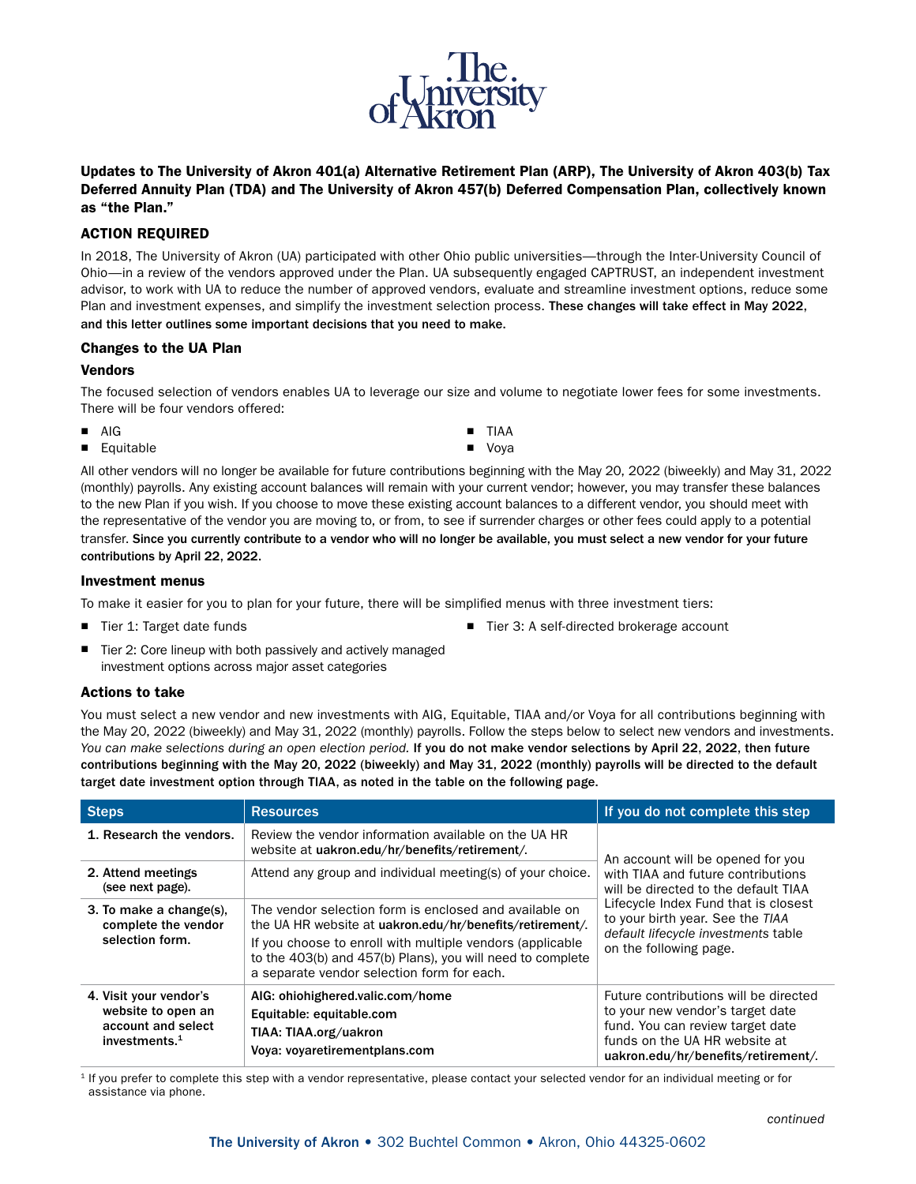**Updates to The University of Akron 401(a) Alternative Retirement Plan (ARP), The University of Akron 403(b) Tax Deferred Annuity Plan (TDA) and The University of Akron 457(b) Deferred Compensation Plan, collectively known as "the Plan."**

## ACTION REQUIRED

In 2018, The University of Akron (UA) participated with other Ohio public universities—through the Inter-University Council of Ohio—in a review of the vendors approved under the Plan. UA subsequently engaged CAPTRUST, an independent investment advisor, to work with UA to reduce the number of approved vendors, evaluate and streamline investment options, reduce some Plan and investment expenses, and simplify the investment selection process. **These changes will take effect in May 2022, and this letter outlines some important decisions that you need to make.**

## Changes to the UA Plan

### Vendors

The focused selection of vendors enables UA to leverage our size and volume to negotiate lower fees for some investments. There will be four vendors offered:

- AIG
- Equitable
- TIAA
- Voya

All other vendors will no longer be available for future contributions beginning with the May 20, 2022 (biweekly) and May 31, 2022 (monthly) payrolls. Any existing account balances will remain with your current vendor; however, you may transfer these balances to the new Plan if you wish. If you choose to move these existing account balances to a different vendor, you should meet with the representative of the vendor you are moving to, or from, to see if surrender charges or other fees could apply to a potential transfer. **Since you currently contribute to a vendor who will no longer be available, you must select a new vendor for your future contributions by April 22, 2022.**

### Investment menus

To make it easier for you to plan for your future, there will be simplified menus with three investment tiers:

- Tier 1: Target date funds
- Tier 2: Core lineup with both passively and actively managed investment options across major asset categories
- Tier 3: A self-directed brokerage account

### Actions to take

You must select a new vendor and new investments with AIG, Equitable, TIAA and/or Voya for all contributions beginning with the May 20, 2022 (biweekly) and May 31, 2022 (monthly) payrolls. Follow the steps below to select new vendors and investments. *You can make selections during an open election period.* **If you do not make vendor selections by April 22, 2022, then future contributions beginning with the May 20, 2022 (biweekly) and May 31, 2022 (monthly) payrolls will be directed to the default target date investment option through TIAA, as noted in the table on the following page.**

| Steps | Resources | If you do not complete this step |
|---|---|---|
| **1. Research the vendors.** | Review the vendor information available on the UA HR website at **uakron.edu/hr/benefits/retirement/**. | An account will be opened for you with TIAA and future contributions will be directed to the default TIAA Lifecycle Index Fund that is closest to your birth year. See the *TIAA default lifecycle investments* table on the following page. |
| **2. Attend meetings (see next page).** | Attend any group and individual meeting(s) of your choice. | |
| **3. To make a change(s), complete the vendor selection form.** | The vendor selection form is enclosed and available on the UA HR website at **uakron.edu/hr/benefits/retirement/**. If you choose to enroll with multiple vendors (applicable to the 403(b) and 457(b) Plans), you will need to complete a separate vendor selection form for each. | |
| **4. Visit your vendor's website to open an account and select investments.[1]** | **AIG: ohiohighered.valic.com/home**<br>**Equitable: equitable.com**<br>**TIAA: TIAA.org/uakron**<br>**Voya: voyaretirementplans.com** | Future contributions will be directed to your new vendor's target date fund. You can review target date funds on the UA HR website at **uakron.edu/hr/benefits/retirement/**. |

[1] If you prefer to complete this step with a vendor representative, please contact your selected vendor for an individual meeting or for assistance via phone.

*continued*

The University of Akron • 302 Buchtel Common • Akron, Ohio 44325-0602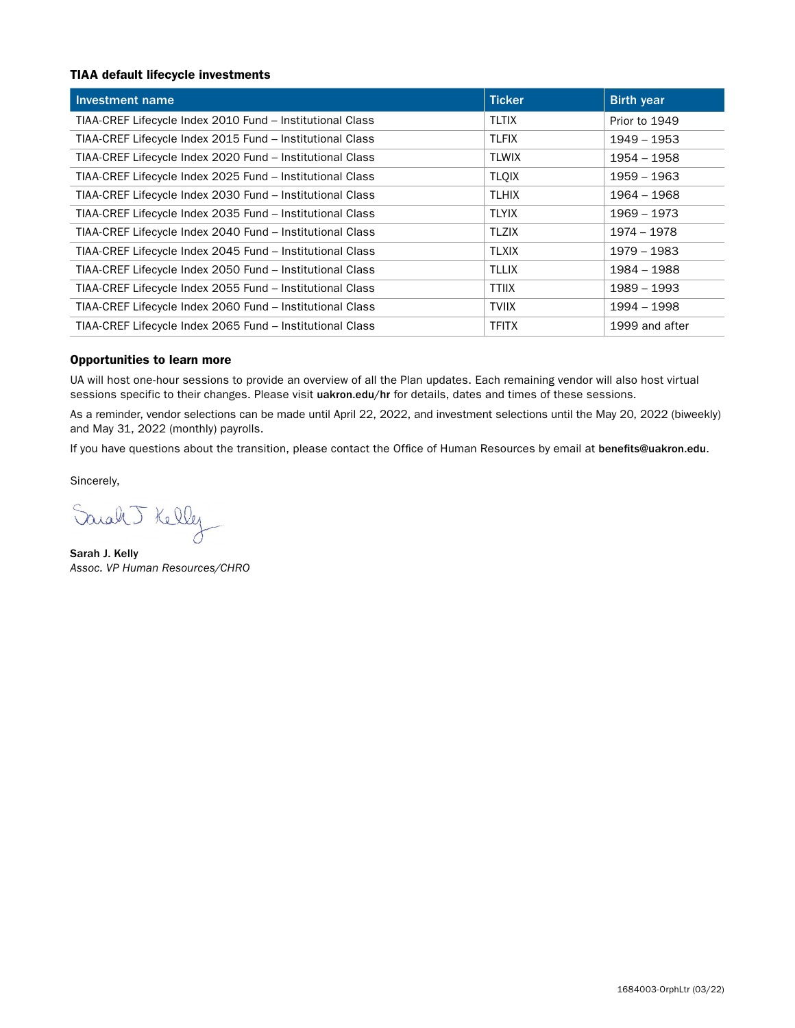### TIAA default lifecycle investments

| Investment name | Ticker | Birth year |
| --- | --- | --- |
| TIAA-CREF Lifecycle Index 2010 Fund – Institutional Class | TLTIX | Prior to 1949 |
| TIAA-CREF Lifecycle Index 2015 Fund – Institutional Class | TLFIX | 1949 – 1953 |
| TIAA-CREF Lifecycle Index 2020 Fund – Institutional Class | TLWIX | 1954 – 1958 |
| TIAA-CREF Lifecycle Index 2025 Fund – Institutional Class | TLQIX | 1959 – 1963 |
| TIAA-CREF Lifecycle Index 2030 Fund – Institutional Class | TLHIX | 1964 – 1968 |
| TIAA-CREF Lifecycle Index 2035 Fund – Institutional Class | TLYIX | 1969 – 1973 |
| TIAA-CREF Lifecycle Index 2040 Fund – Institutional Class | TLZIX | 1974 – 1978 |
| TIAA-CREF Lifecycle Index 2045 Fund – Institutional Class | TLXIX | 1979 – 1983 |
| TIAA-CREF Lifecycle Index 2050 Fund – Institutional Class | TLLIX | 1984 – 1988 |
| TIAA-CREF Lifecycle Index 2055 Fund – Institutional Class | TTIIX | 1989 – 1993 |
| TIAA-CREF Lifecycle Index 2060 Fund – Institutional Class | TVIIX | 1994 – 1998 |
| TIAA-CREF Lifecycle Index 2065 Fund – Institutional Class | TFITX | 1999 and after |

### Opportunities to learn more

UA will host one-hour sessions to provide an overview of all the Plan updates. Each remaining vendor will also host virtual sessions specific to their changes. Please visit **uakron.edu/hr** for details, dates and times of these sessions.

As a reminder, vendor selections can be made until April 22, 2022, and investment selections until the May 20, 2022 (biweekly) and May 31, 2022 (monthly) payrolls.

If you have questions about the transition, please contact the Office of Human Resources by email at **benefits@uakron.edu**.

Sincerely,

Sarah J. Kelly

**Sarah J. Kelly**
*Assoc. VP Human Resources/CHRO*

1684003-OrphLtr (03/22)